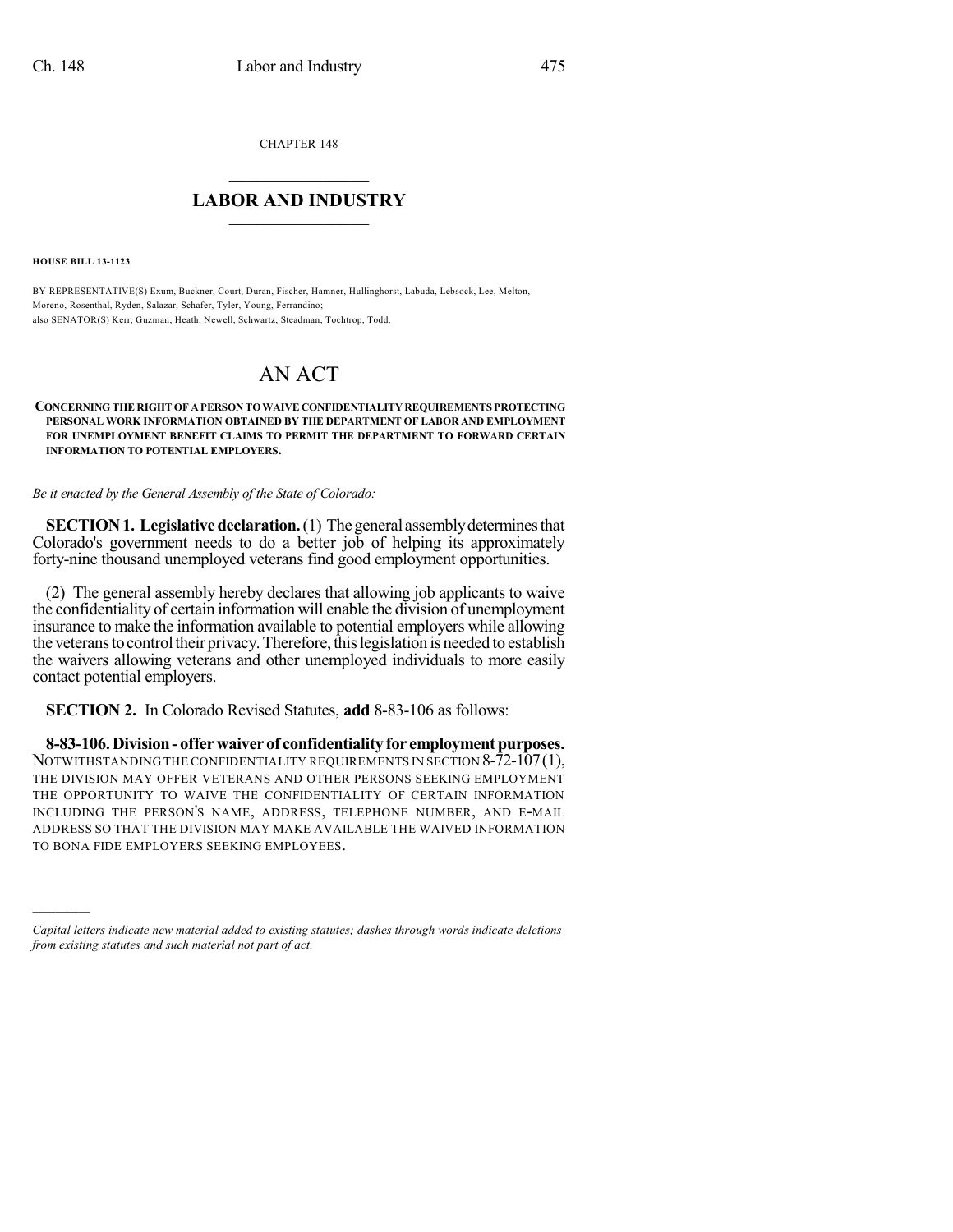CHAPTER 148

# LABOR AND INDUSTRY

**HOUSE BILL 13-1123**

BY REPRESENTATIVE(S) Exum, Buckner, Court, Duran, Fischer, Hamner, Hullinghorst, Labuda, Lebsock, Lee, Melton, Moreno, Rosenthal, Ryden, Salazar, Schafer, Tyler, Young, Ferrandino;
also SENATOR(S) Kerr, Guzman, Heath, Newell, Schwartz, Steadman, Tochtrop, Todd.

# AN ACT

**CONCERNING THE RIGHT OF A PERSON TO WAIVE CONFIDENTIALITY REQUIREMENTS PROTECTING PERSONAL WORK INFORMATION OBTAINED BY THE DEPARTMENT OF LABOR AND EMPLOYMENT FOR UNEMPLOYMENT BENEFIT CLAIMS TO PERMIT THE DEPARTMENT TO FORWARD CERTAIN INFORMATION TO POTENTIAL EMPLOYERS.**

*Be it enacted by the General Assembly of the State of Colorado:*

**SECTION 1. Legislative declaration.** (1) The general assembly determines that Colorado's government needs to do a better job of helping its approximately forty-nine thousand unemployed veterans find good employment opportunities.

(2) The general assembly hereby declares that allowing job applicants to waive the confidentiality of certain information will enable the division of unemployment insurance to make the information available to potential employers while allowing the veterans to control their privacy. Therefore, this legislation is needed to establish the waivers allowing veterans and other unemployed individuals to more easily contact potential employers.

**SECTION 2.** In Colorado Revised Statutes, **add** 8-83-106 as follows:

**8-83-106. Division - offer waiver of confidentiality for employment purposes.** NOTWITHSTANDING THE CONFIDENTIALITY REQUIREMENTS IN SECTION 8-72-107 (1), THE DIVISION MAY OFFER VETERANS AND OTHER PERSONS SEEKING EMPLOYMENT THE OPPORTUNITY TO WAIVE THE CONFIDENTIALITY OF CERTAIN INFORMATION INCLUDING THE PERSON'S NAME, ADDRESS, TELEPHONE NUMBER, AND E-MAIL ADDRESS SO THAT THE DIVISION MAY MAKE AVAILABLE THE WAIVED INFORMATION TO BONA FIDE EMPLOYERS SEEKING EMPLOYEES.

*Capital letters indicate new material added to existing statutes; dashes through words indicate deletions from existing statutes and such material not part of act.*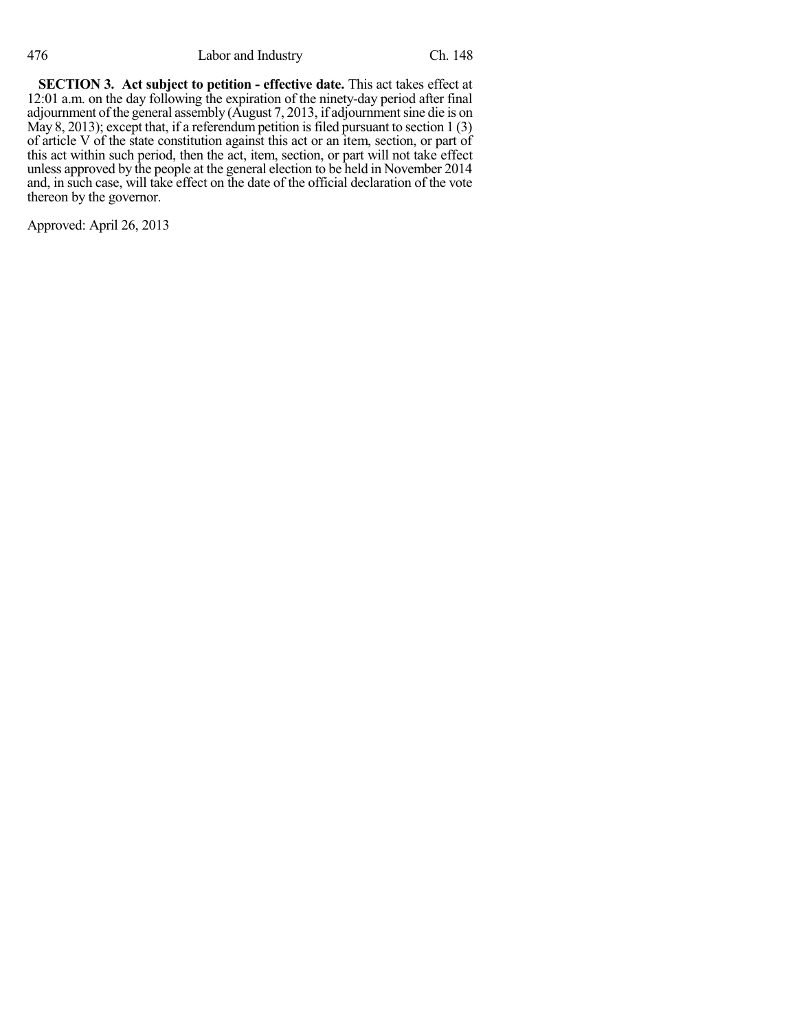**SECTION 3. Act subject to petition - effective date.** This act takes effect at 12:01 a.m. on the day following the expiration of the ninety-day period after final adjournment of the general assembly (August 7, 2013, if adjournment sine die is on May 8, 2013); except that, if a referendum petition is filed pursuant to section 1 (3) of article V of the state constitution against this act or an item, section, or part of this act within such period, then the act, item, section, or part will not take effect unless approved by the people at the general election to be held in November 2014 and, in such case, will take effect on the date of the official declaration of the vote thereon by the governor.

Approved: April 26, 2013